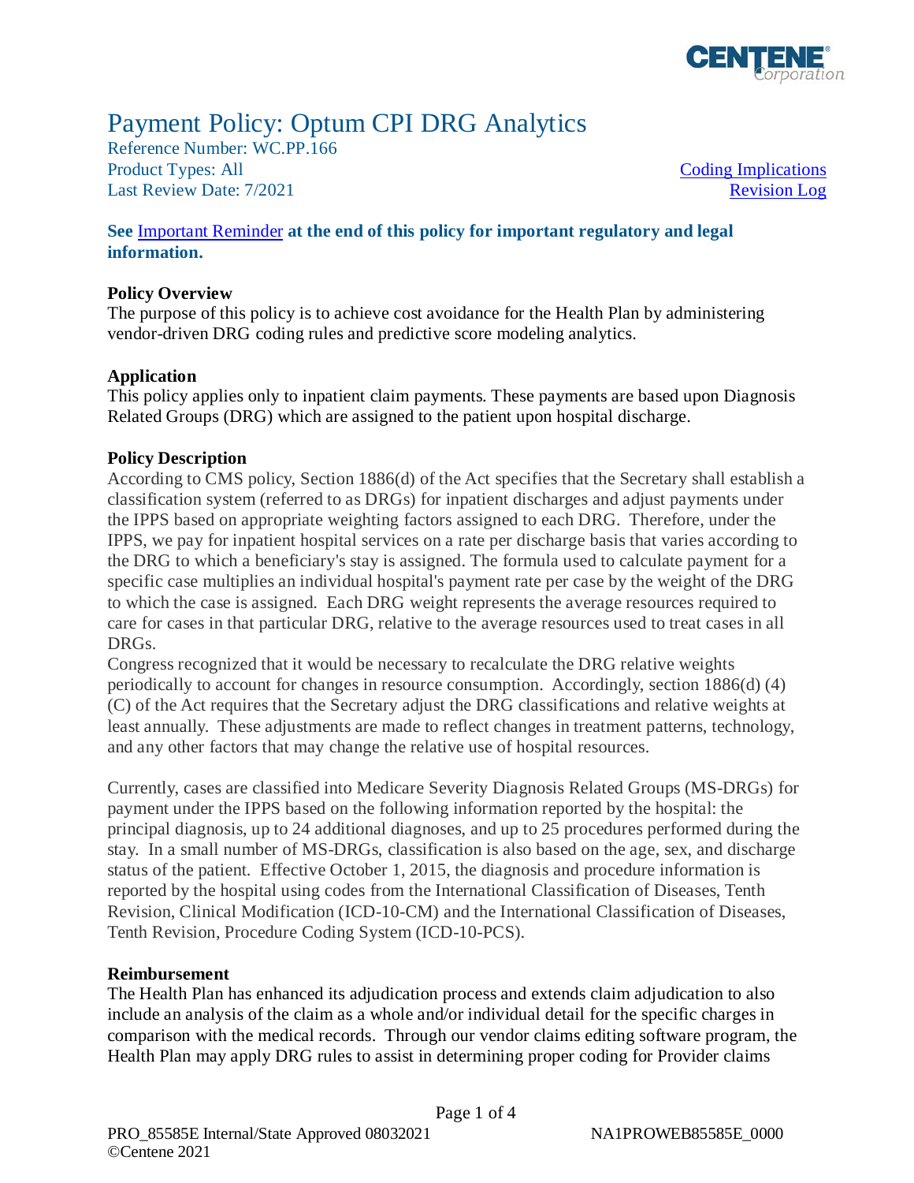# Payment Policy: Optum CPI DRG Analytics

Reference Number: WC.PP.166
Product Types: All
Last Review Date: 7/2021

Coding Implications
Revision Log

**See Important Reminder at the end of this policy for important regulatory and legal information.**

**Policy Overview**
The purpose of this policy is to achieve cost avoidance for the Health Plan by administering vendor-driven DRG coding rules and predictive score modeling analytics.

**Application**
This policy applies only to inpatient claim payments. These payments are based upon Diagnosis Related Groups (DRG) which are assigned to the patient upon hospital discharge.

**Policy Description**
According to CMS policy, Section 1886(d) of the Act specifies that the Secretary shall establish a classification system (referred to as DRGs) for inpatient discharges and adjust payments under the IPPS based on appropriate weighting factors assigned to each DRG. Therefore, under the IPPS, we pay for inpatient hospital services on a rate per discharge basis that varies according to the DRG to which a beneficiary's stay is assigned. The formula used to calculate payment for a specific case multiplies an individual hospital's payment rate per case by the weight of the DRG to which the case is assigned. Each DRG weight represents the average resources required to care for cases in that particular DRG, relative to the average resources used to treat cases in all DRGs.
Congress recognized that it would be necessary to recalculate the DRG relative weights periodically to account for changes in resource consumption. Accordingly, section 1886(d) (4) (C) of the Act requires that the Secretary adjust the DRG classifications and relative weights at least annually. These adjustments are made to reflect changes in treatment patterns, technology, and any other factors that may change the relative use of hospital resources.

Currently, cases are classified into Medicare Severity Diagnosis Related Groups (MS-DRGs) for payment under the IPPS based on the following information reported by the hospital: the principal diagnosis, up to 24 additional diagnoses, and up to 25 procedures performed during the stay. In a small number of MS-DRGs, classification is also based on the age, sex, and discharge status of the patient. Effective October 1, 2015, the diagnosis and procedure information is reported by the hospital using codes from the International Classification of Diseases, Tenth Revision, Clinical Modification (ICD-10-CM) and the International Classification of Diseases, Tenth Revision, Procedure Coding System (ICD-10-PCS).

**Reimbursement**
The Health Plan has enhanced its adjudication process and extends claim adjudication to also include an analysis of the claim as a whole and/or individual detail for the specific charges in comparison with the medical records. Through our vendor claims editing software program, the Health Plan may apply DRG rules to assist in determining proper coding for Provider claims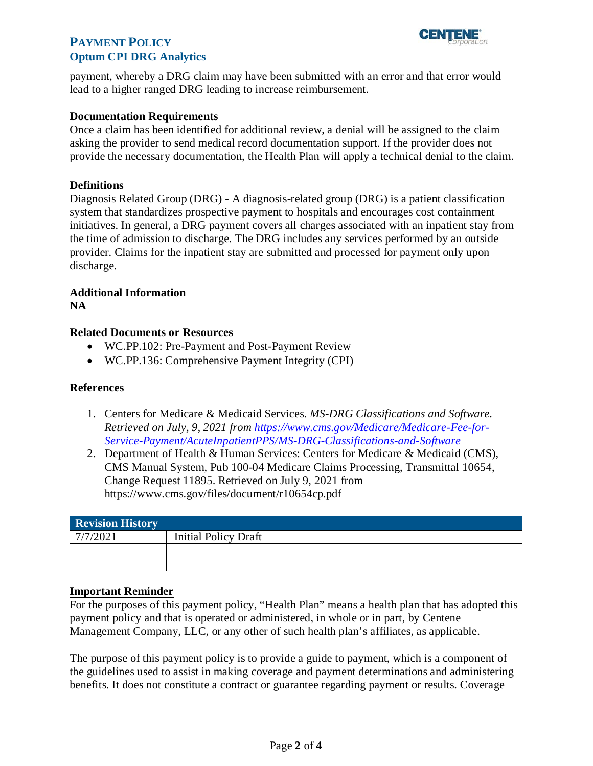payment, whereby a DRG claim may have been submitted with an error and that error would lead to a higher ranged DRG leading to increase reimbursement.

### Documentation Requirements

Once a claim has been identified for additional review, a denial will be assigned to the claim asking the provider to send medical record documentation support. If the provider does not provide the necessary documentation, the Health Plan will apply a technical denial to the claim.

### Definitions

Diagnosis Related Group (DRG) - A diagnosis-related group (DRG) is a patient classification system that standardizes prospective payment to hospitals and encourages cost containment initiatives. In general, a DRG payment covers all charges associated with an inpatient stay from the time of admission to discharge. The DRG includes any services performed by an outside provider. Claims for the inpatient stay are submitted and processed for payment only upon discharge.

### Additional Information

**NA**

### Related Documents or Resources

- WC.PP.102: Pre-Payment and Post-Payment Review
- WC.PP.136: Comprehensive Payment Integrity (CPI)

### References

1. Centers for Medicare & Medicaid Services. *MS-DRG Classifications and Software. Retrieved on July, 9, 2021 from https://www.cms.gov/Medicare/Medicare-Fee-for-Service-Payment/AcuteInpatientPPS/MS-DRG-Classifications-and-Software*
2. Department of Health & Human Services: Centers for Medicare & Medicaid (CMS), CMS Manual System, Pub 100-04 Medicare Claims Processing, Transmittal 10654, Change Request 11895. Retrieved on July 9, 2021 from https://www.cms.gov/files/document/r10654cp.pdf

| Revision History | |
|---|---|
| 7/7/2021 | Initial Policy Draft |
| | |

### Important Reminder

For the purposes of this payment policy, "Health Plan" means a health plan that has adopted this payment policy and that is operated or administered, in whole or in part, by Centene Management Company, LLC, or any other of such health plan's affiliates, as applicable.

The purpose of this payment policy is to provide a guide to payment, which is a component of the guidelines used to assist in making coverage and payment determinations and administering benefits. It does not constitute a contract or guarantee regarding payment or results. Coverage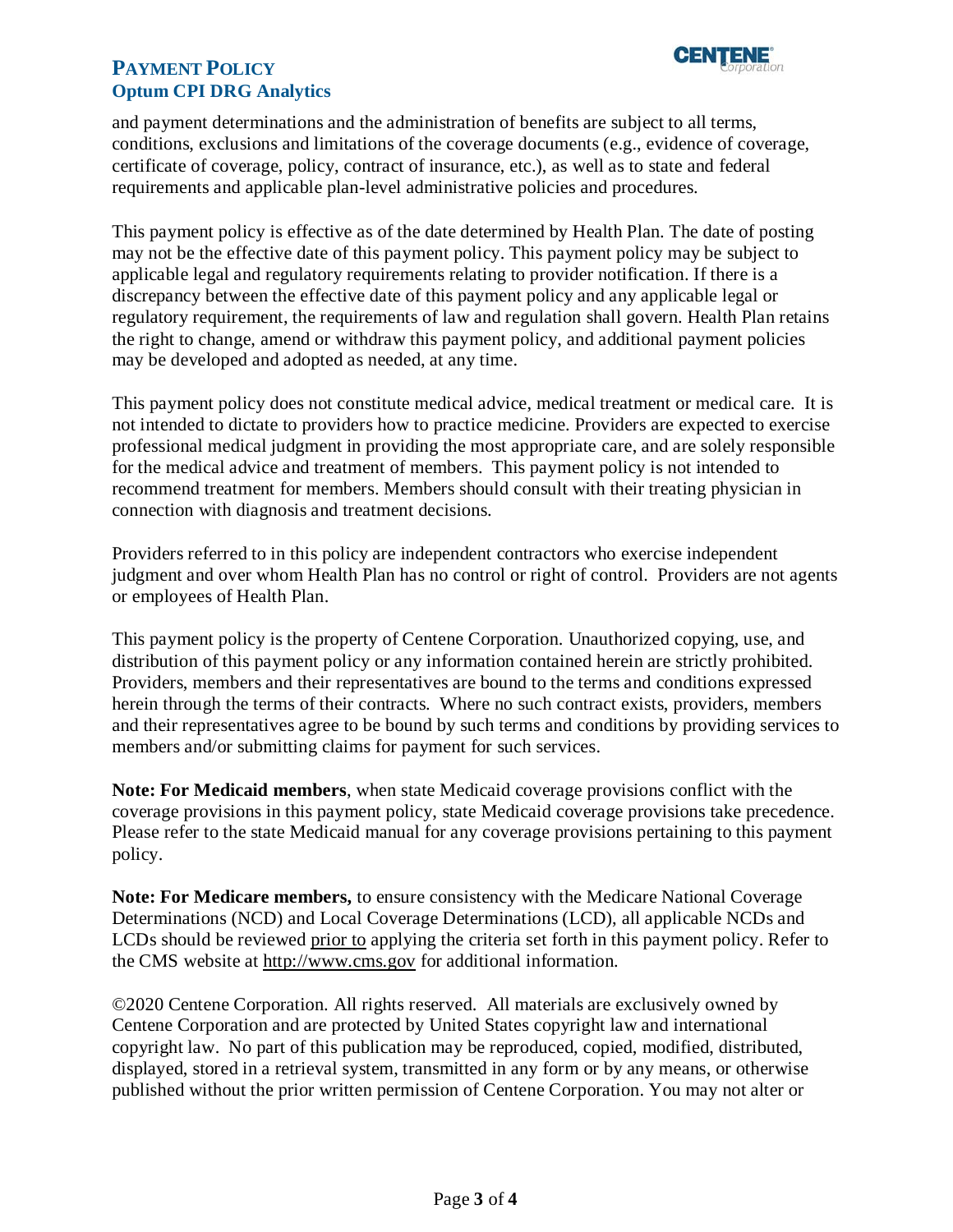and payment determinations and the administration of benefits are subject to all terms, conditions, exclusions and limitations of the coverage documents (e.g., evidence of coverage, certificate of coverage, policy, contract of insurance, etc.), as well as to state and federal requirements and applicable plan-level administrative policies and procedures.

This payment policy is effective as of the date determined by Health Plan. The date of posting may not be the effective date of this payment policy. This payment policy may be subject to applicable legal and regulatory requirements relating to provider notification. If there is a discrepancy between the effective date of this payment policy and any applicable legal or regulatory requirement, the requirements of law and regulation shall govern. Health Plan retains the right to change, amend or withdraw this payment policy, and additional payment policies may be developed and adopted as needed, at any time.

This payment policy does not constitute medical advice, medical treatment or medical care. It is not intended to dictate to providers how to practice medicine. Providers are expected to exercise professional medical judgment in providing the most appropriate care, and are solely responsible for the medical advice and treatment of members. This payment policy is not intended to recommend treatment for members. Members should consult with their treating physician in connection with diagnosis and treatment decisions.

Providers referred to in this policy are independent contractors who exercise independent judgment and over whom Health Plan has no control or right of control. Providers are not agents or employees of Health Plan.

This payment policy is the property of Centene Corporation. Unauthorized copying, use, and distribution of this payment policy or any information contained herein are strictly prohibited. Providers, members and their representatives are bound to the terms and conditions expressed herein through the terms of their contracts. Where no such contract exists, providers, members and their representatives agree to be bound by such terms and conditions by providing services to members and/or submitting claims for payment for such services.

**Note: For Medicaid members**, when state Medicaid coverage provisions conflict with the coverage provisions in this payment policy, state Medicaid coverage provisions take precedence. Please refer to the state Medicaid manual for any coverage provisions pertaining to this payment policy.

**Note: For Medicare members,** to ensure consistency with the Medicare National Coverage Determinations (NCD) and Local Coverage Determinations (LCD), all applicable NCDs and LCDs should be reviewed prior to applying the criteria set forth in this payment policy. Refer to the CMS website at http://www.cms.gov for additional information.

©2020 Centene Corporation. All rights reserved. All materials are exclusively owned by Centene Corporation and are protected by United States copyright law and international copyright law. No part of this publication may be reproduced, copied, modified, distributed, displayed, stored in a retrieval system, transmitted in any form or by any means, or otherwise published without the prior written permission of Centene Corporation. You may not alter or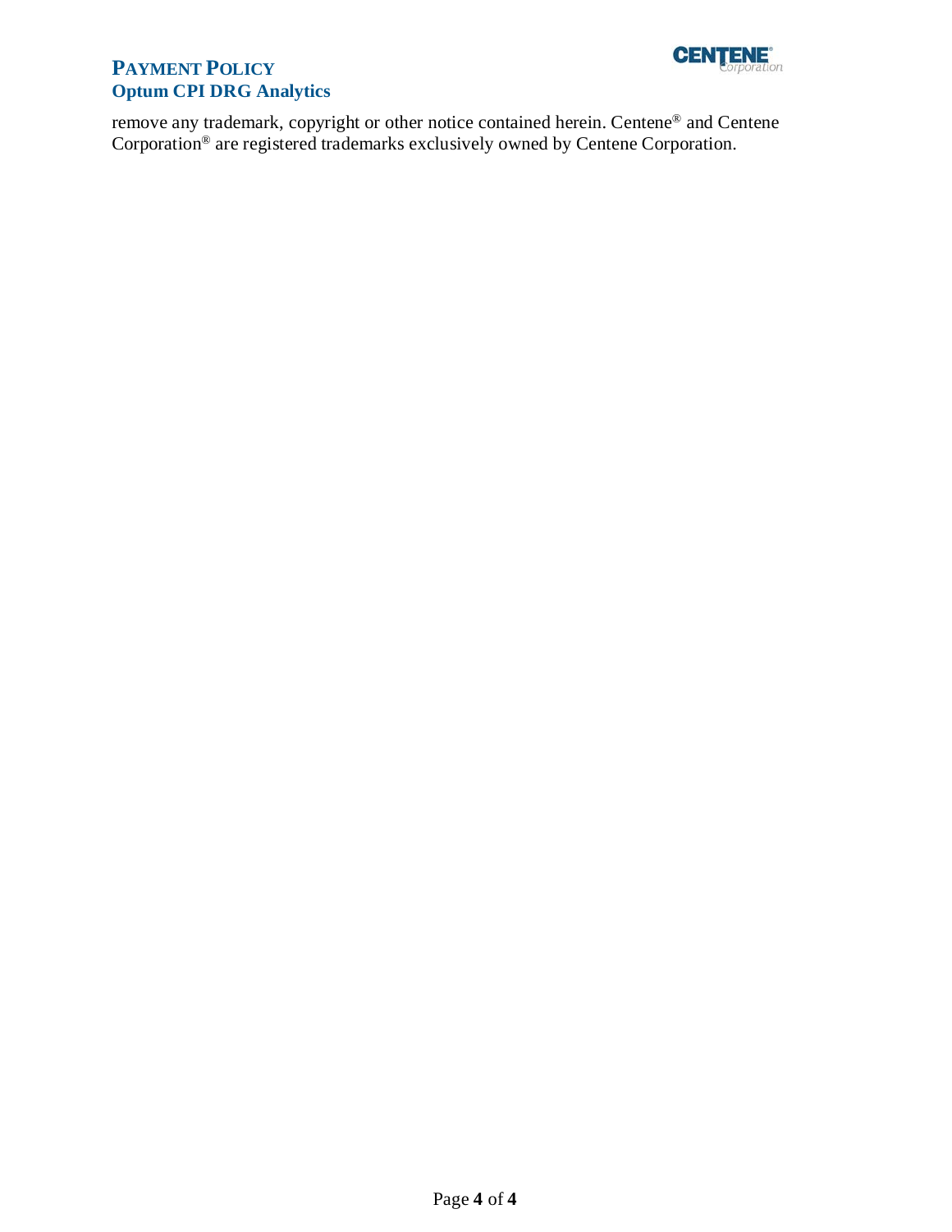remove any trademark, copyright or other notice contained herein. Centene® and Centene Corporation® are registered trademarks exclusively owned by Centene Corporation.